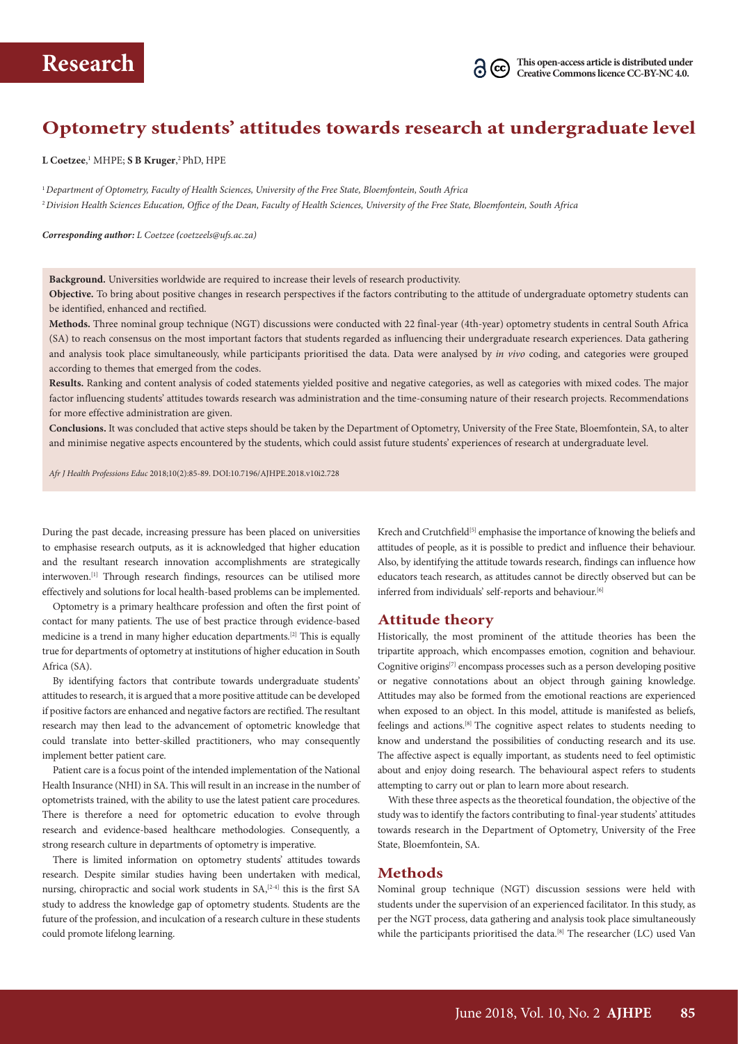Research

This open-access article is distributed under Creative Commons licence CC-BY-NC 4.0.

# Optometry students' attitudes towards research at undergraduate level

**L Coetzee**,[1] MHPE; **S B Kruger**,[2] PhD, HPE

[1] *Department of Optometry, Faculty of Health Sciences, University of the Free State, Bloemfontein, South Africa*

[2] *Division Health Sciences Education, Office of the Dean, Faculty of Health Sciences, University of the Free State, Bloemfontein, South Africa*

***Corresponding author:** L Coetzee (coetzeels@ufs.ac.za)*

**Background.** Universities worldwide are required to increase their levels of research productivity.

**Objective.** To bring about positive changes in research perspectives if the factors contributing to the attitude of undergraduate optometry students can be identified, enhanced and rectified.

**Methods.** Three nominal group technique (NGT) discussions were conducted with 22 final-year (4th-year) optometry students in central South Africa (SA) to reach consensus on the most important factors that students regarded as influencing their undergraduate research experiences. Data gathering and analysis took place simultaneously, while participants prioritised the data. Data were analysed by *in vivo* coding, and categories were grouped according to themes that emerged from the codes.

**Results.** Ranking and content analysis of coded statements yielded positive and negative categories, as well as categories with mixed codes. The major factor influencing students' attitudes towards research was administration and the time-consuming nature of their research projects. Recommendations for more effective administration are given.

**Conclusions.** It was concluded that active steps should be taken by the Department of Optometry, University of the Free State, Bloemfontein, SA, to alter and minimise negative aspects encountered by the students, which could assist future students' experiences of research at undergraduate level.

*Afr J Health Professions Educ* 2018;10(2):85-89. DOI:10.7196/AJHPE.2018.v10i2.728

During the past decade, increasing pressure has been placed on universities to emphasise research outputs, as it is acknowledged that higher education and the resultant research innovation accomplishments are strategically interwoven.[1] Through research findings, resources can be utilised more effectively and solutions for local health-based problems can be implemented.

Optometry is a primary healthcare profession and often the first point of contact for many patients. The use of best practice through evidence-based medicine is a trend in many higher education departments.[2] This is equally true for departments of optometry at institutions of higher education in South Africa (SA).

By identifying factors that contribute towards undergraduate students' attitudes to research, it is argued that a more positive attitude can be developed if positive factors are enhanced and negative factors are rectified. The resultant research may then lead to the advancement of optometric knowledge that could translate into better-skilled practitioners, who may consequently implement better patient care.

Patient care is a focus point of the intended implementation of the National Health Insurance (NHI) in SA. This will result in an increase in the number of optometrists trained, with the ability to use the latest patient care procedures. There is therefore a need for optometric education to evolve through research and evidence-based healthcare methodologies. Consequently, a strong research culture in departments of optometry is imperative.

There is limited information on optometry students' attitudes towards research. Despite similar studies having been undertaken with medical, nursing, chiropractic and social work students in SA,[2-4] this is the first SA study to address the knowledge gap of optometry students. Students are the future of the profession, and inculcation of a research culture in these students could promote lifelong learning.

Krech and Crutchfield[5] emphasise the importance of knowing the beliefs and attitudes of people, as it is possible to predict and influence their behaviour. Also, by identifying the attitude towards research, findings can influence how educators teach research, as attitudes cannot be directly observed but can be inferred from individuals' self-reports and behaviour.[6]

## Attitude theory

Historically, the most prominent of the attitude theories has been the tripartite approach, which encompasses emotion, cognition and behaviour. Cognitive origins[7] encompass processes such as a person developing positive or negative connotations about an object through gaining knowledge. Attitudes may also be formed from the emotional reactions are experienced when exposed to an object. In this model, attitude is manifested as beliefs, feelings and actions.[8] The cognitive aspect relates to students needing to know and understand the possibilities of conducting research and its use. The affective aspect is equally important, as students need to feel optimistic about and enjoy doing research. The behavioural aspect refers to students attempting to carry out or plan to learn more about research.

With these three aspects as the theoretical foundation, the objective of the study was to identify the factors contributing to final-year students' attitudes towards research in the Department of Optometry, University of the Free State, Bloemfontein, SA.

## Methods

Nominal group technique (NGT) discussion sessions were held with students under the supervision of an experienced facilitator. In this study, as per the NGT process, data gathering and analysis took place simultaneously while the participants prioritised the data.[8] The researcher (LC) used Van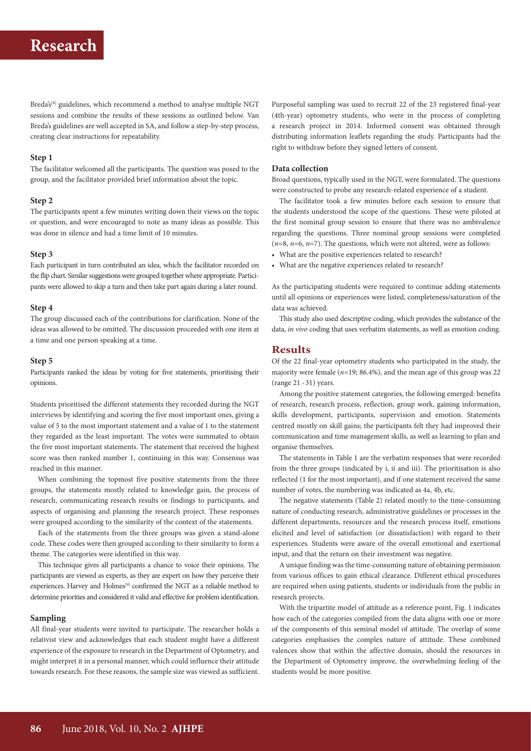Breda's[8] guidelines, which recommend a method to analyse multiple NGT sessions and combine the results of these sessions as outlined below. Van Breda's guidelines are well accepted in SA, and follow a step-by-step process, creating clear instructions for repeatability.

### Step 1

The facilitator welcomed all the participants. The question was posed to the group, and the facilitator provided brief information about the topic.

### Step 2

The participants spent a few minutes writing down their views on the topic or question, and were encouraged to note as many ideas as possible. This was done in silence and had a time limit of 10 minutes.

### Step 3

Each participant in turn contributed an idea, which the facilitator recorded on the flip chart. Similar suggestions were grouped together where appropriate. Participants were allowed to skip a turn and then take part again during a later round.

### Step 4

The group discussed each of the contributions for clarification. None of the ideas was allowed to be omitted. The discussion proceeded with one item at a time and one person speaking at a time.

### Step 5

Participants ranked the ideas by voting for five statements, prioritising their opinions.

Students prioritised the different statements they recorded during the NGT interviews by identifying and scoring the five most important ones, giving a value of 5 to the most important statement and a value of 1 to the statement they regarded as the least important. The votes were summated to obtain the five most important statements. The statement that received the highest score was then ranked number 1, continuing in this way. Consensus was reached in this manner.

When combining the topmost five positive statements from the three groups, the statements mostly related to knowledge gain, the process of research, communicating research results or findings to participants, and aspects of organising and planning the research project. These responses were grouped according to the similarity of the context of the statements.

Each of the statements from the three groups was given a stand-alone code. These codes were then grouped according to their similarity to form a theme. The categories were identified in this way.

This technique gives all participants a chance to voice their opinions. The participants are viewed as experts, as they are expert on how they perceive their experiences. Harvey and Holmes[9] confirmed the NGT as a reliable method to determine priorities and considered it valid and effective for problem identification.

### Sampling

All final-year students were invited to participate. The researcher holds a relativist view and acknowledges that each student might have a different experience of the exposure to research in the Department of Optometry, and might interpret it in a personal manner, which could influence their attitude towards research. For these reasons, the sample size was viewed as sufficient.

Purposeful sampling was used to recruit 22 of the 23 registered final-year (4th-year) optometry students, who were in the process of completing a research project in 2014. Informed consent was obtained through distributing information leaflets regarding the study. Participants had the right to withdraw before they signed letters of consent.

### Data collection

Broad questions, typically used in the NGT, were formulated. The questions were constructed to probe any research-related experience of a student.

The facilitator took a few minutes before each session to ensure that the students understood the scope of the questions. These were piloted at the first nominal group session to ensure that there was no ambivalence regarding the questions. Three nominal group sessions were completed ($n$=8, $n$=6, $n$=7). The questions, which were not altered, were as follows:

- What are the positive experiences related to research?
- What are the negative experiences related to research?

As the participating students were required to continue adding statements until all opinions or experiences were listed, completeness/saturation of the data was achieved.

This study also used descriptive coding, which provides the substance of the data, *in vivo* coding that uses verbatim statements, as well as emotion coding.

## Results

Of the 22 final-year optometry students who participated in the study, the majority were female ($n$=19; 86.4%), and the mean age of this group was 22 (range 21 - 31) years.

Among the positive statement categories, the following emerged: benefits of research, research process, reflection, group work, gaining information, skills development, participants, supervision and emotion. Statements centred mostly on skill gains; the participants felt they had improved their communication and time management skills, as well as learning to plan and organise themselves.

The statements in Table 1 are the verbatim responses that were recorded from the three groups (indicated by i, ii and iii). The prioritisation is also reflected (1 for the most important), and if one statement received the same number of votes, the numbering was indicated as 4a, 4b, etc.

The negative statements (Table 2) related mostly to the time-consuming nature of conducting research, administrative guidelines or processes in the different departments, resources and the research process itself, emotions elicited and level of satisfaction (or dissatisfaction) with regard to their experiences. Students were aware of the overall emotional and exertional input, and that the return on their investment was negative.

A unique finding was the time-consuming nature of obtaining permission from various offices to gain ethical clearance. Different ethical procedures are required when using patients, students or individuals from the public in research projects.

With the tripartite model of attitude as a reference point, Fig. 1 indicates how each of the categories compiled from the data aligns with one or more of the components of this seminal model of attitude. The overlap of some categories emphasises the complex nature of attitude. These combined valences show that within the affective domain, should the resources in the Department of Optometry improve, the overwhelming feeling of the students would be more positive.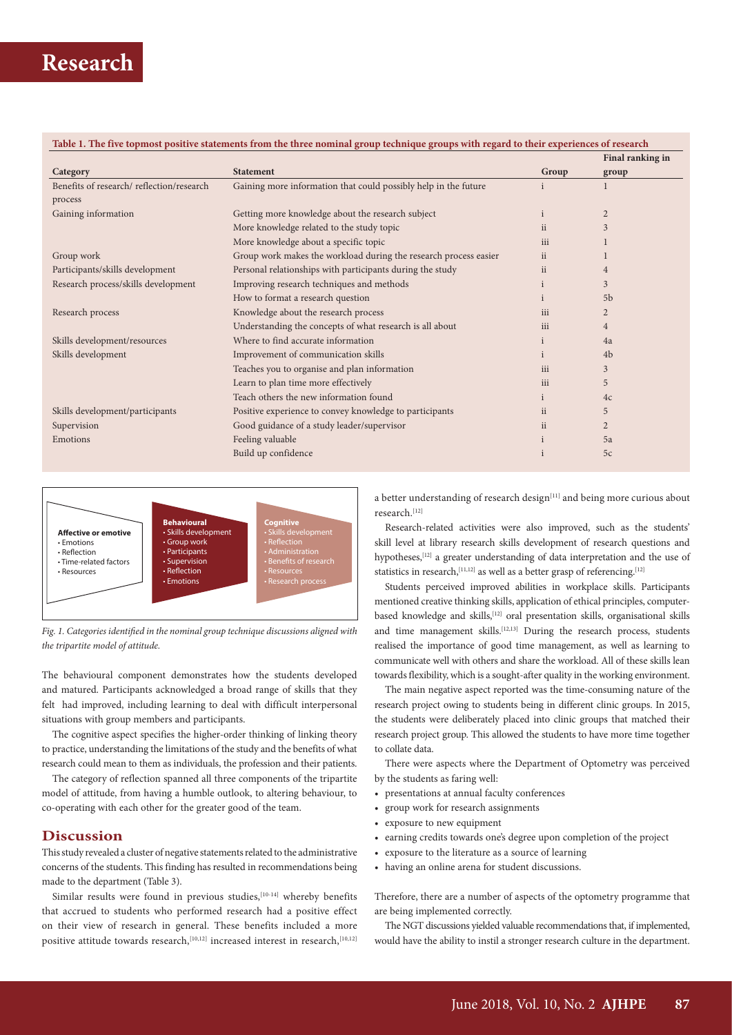**Table 1. The five topmost positive statements from the three nominal group technique groups with regard to their experiences of research**

| Category | Statement | Group | Final ranking in group |
|---|---|---|---|
| Benefits of research/ reflection/research process | Gaining more information that could possibly help in the future | i | 1 |
| Gaining information | Getting more knowledge about the research subject | i | 2 |
| | More knowledge related to the study topic | ii | 3 |
| | More knowledge about a specific topic | iii | 1 |
| Group work | Group work makes the workload during the research process easier | ii | 1 |
| Participants/skills development | Personal relationships with participants during the study | ii | 4 |
| Research process/skills development | Improving research techniques and methods | i | 3 |
| | How to format a research question | i | 5b |
| Research process | Knowledge about the research process | iii | 2 |
| | Understanding the concepts of what research is all about | iii | 4 |
| Skills development/resources | Where to find accurate information | i | 4a |
| Skills development | Improvement of communication skills | i | 4b |
| | Teaches you to organise and plan information | iii | 3 |
| | Learn to plan time more effectively | iii | 5 |
| | Teach others the new information found | i | 4c |
| Skills development/participants | Positive experience to convey knowledge to participants | ii | 5 |
| Supervision | Good guidance of a study leader/supervisor | ii | 2 |
| Emotions | Feeling valuable | i | 5a |
| | Build up confidence | i | 5c |

**Affective or emotive**
- Emotions
- Reflection
- Time-related factors
- Resources

**Behavioural**
- Skills development
- Group work
- Participants
- Supervision
- Reflection
- Emotions

**Cognitive**
- Skills development
- Reflection
- Administration
- Benefits of research
- Resources
- Research process

*Fig. 1. Categories identified in the nominal group technique discussions aligned with the tripartite model of attitude.*

The behavioural component demonstrates how the students developed and matured. Participants acknowledged a broad range of skills that they felt had improved, including learning to deal with difficult interpersonal situations with group members and participants.

The cognitive aspect specifies the higher-order thinking of linking theory to practice, understanding the limitations of the study and the benefits of what research could mean to them as individuals, the profession and their patients.

The category of reflection spanned all three components of the tripartite model of attitude, from having a humble outlook, to altering behaviour, to co-operating with each other for the greater good of the team.

## Discussion

This study revealed a cluster of negative statements related to the administrative concerns of the students. This finding has resulted in recommendations being made to the department (Table 3).

Similar results were found in previous studies,[10-14] whereby benefits that accrued to students who performed research had a positive effect on their view of research in general. These benefits included a more positive attitude towards research,[10,12] increased interest in research,[10,12] a better understanding of research design[11] and being more curious about research.[12]

Research-related activities were also improved, such as the students' skill level at library research skills development of research questions and hypotheses,[12] a greater understanding of data interpretation and the use of statistics in research,[11,12] as well as a better grasp of referencing.[12]

Students perceived improved abilities in workplace skills. Participants mentioned creative thinking skills, application of ethical principles, computer-based knowledge and skills,[12] oral presentation skills, organisational skills and time management skills.[12,13] During the research process, students realised the importance of good time management, as well as learning to communicate well with others and share the workload. All of these skills lean towards flexibility, which is a sought-after quality in the working environment.

The main negative aspect reported was the time-consuming nature of the research project owing to students being in different clinic groups. In 2015, the students were deliberately placed into clinic groups that matched their research project group. This allowed the students to have more time together to collate data.

There were aspects where the Department of Optometry was perceived by the students as faring well:

- presentations at annual faculty conferences
- group work for research assignments
- exposure to new equipment
- earning credits towards one's degree upon completion of the project
- exposure to the literature as a source of learning
- having an online arena for student discussions.

Therefore, there are a number of aspects of the optometry programme that are being implemented correctly.

The NGT discussions yielded valuable recommendations that, if implemented, would have the ability to instil a stronger research culture in the department.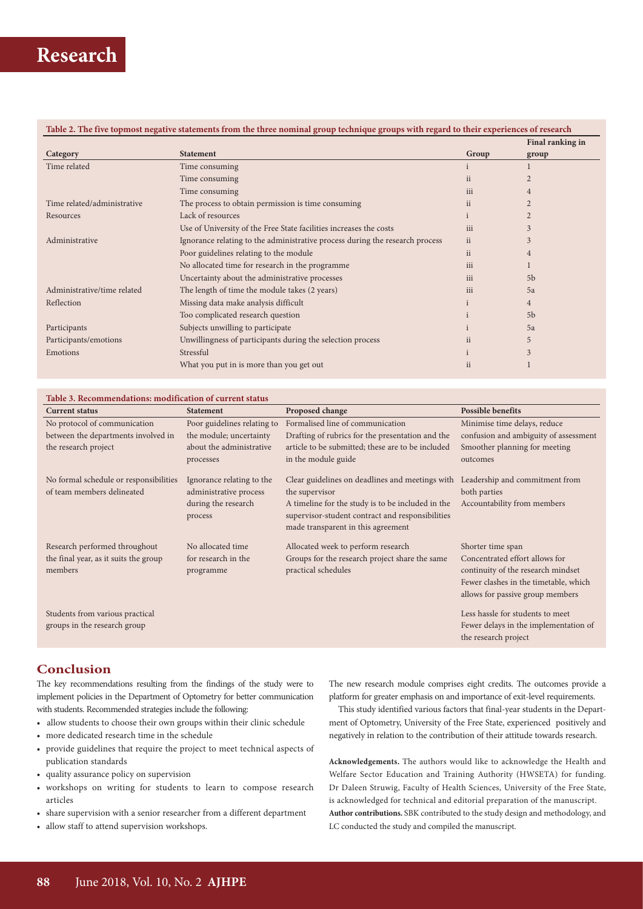**Table 2. The five topmost negative statements from the three nominal group technique groups with regard to their experiences of research**

| Category | Statement | Group | Final ranking in group |
|---|---|---|---|
| Time related | Time consuming | i | 1 |
| | Time consuming | ii | 2 |
| | Time consuming | iii | 4 |
| Time related/administrative | The process to obtain permission is time consuming | ii | 2 |
| Resources | Lack of resources | i | 2 |
| | Use of University of the Free State facilities increases the costs | iii | 3 |
| Administrative | Ignorance relating to the administrative process during the research process | ii | 3 |
| | Poor guidelines relating to the module | ii | 4 |
| | No allocated time for research in the programme | iii | 1 |
| | Uncertainty about the administrative processes | iii | 5b |
| Administrative/time related | The length of time the module takes (2 years) | iii | 5a |
| Reflection | Missing data make analysis difficult | i | 4 |
| | Too complicated research question | i | 5b |
| Participants | Subjects unwilling to participate | i | 5a |
| Participants/emotions | Unwillingness of participants during the selection process | ii | 5 |
| Emotions | Stressful | i | 3 |
| | What you put in is more than you get out | ii | 1 |

**Table 3. Recommendations: modification of current status**

| Current status | Statement | Proposed change | Possible benefits |
|---|---|---|---|
| No protocol of communication between the departments involved in the research project | Poor guidelines relating to the module; uncertainty about the administrative processes | Formalised line of communication<br>Drafting of rubrics for the presentation and the article to be submitted; these are to be included in the module guide | Minimise time delays, reduce confusion and ambiguity of assessment<br>Smoother planning for meeting outcomes |
| No formal schedule or responsibilities of team members delineated | Ignorance relating to the administrative process during the research process | Clear guidelines on deadlines and meetings with the supervisor<br>A timeline for the study is to be included in the supervisor-student contract and responsibilities made transparent in this agreement | Leadership and commitment from both parties<br>Accountability from members |
| Research performed throughout the final year, as it suits the group members | No allocated time for research in the programme | Allocated week to perform research<br>Groups for the research project share the same practical schedules | Shorter time span<br>Concentrated effort allows for continuity of the research mindset<br>Fewer clashes in the timetable, which allows for passive group members |
| Students from various practical groups in the research group | | | Less hassle for students to meet<br>Fewer delays in the implementation of the research project |

## Conclusion

The key recommendations resulting from the findings of the study were to implement policies in the Department of Optometry for better communication with students. Recommended strategies include the following:

- allow students to choose their own groups within their clinic schedule
- more dedicated research time in the schedule
- provide guidelines that require the project to meet technical aspects of publication standards
- quality assurance policy on supervision
- workshops on writing for students to learn to compose research articles
- share supervision with a senior researcher from a different department
- allow staff to attend supervision workshops.

The new research module comprises eight credits. The outcomes provide a platform for greater emphasis on and importance of exit-level requirements.

This study identified various factors that final-year students in the Department of Optometry, University of the Free State, experienced positively and negatively in relation to the contribution of their attitude towards research.

**Acknowledgements.** The authors would like to acknowledge the Health and Welfare Sector Education and Training Authority (HWSETA) for funding. Dr Daleen Struwig, Faculty of Health Sciences, University of the Free State, is acknowledged for technical and editorial preparation of the manuscript.

**Author contributions.** SBK contributed to the study design and methodology, and LC conducted the study and compiled the manuscript.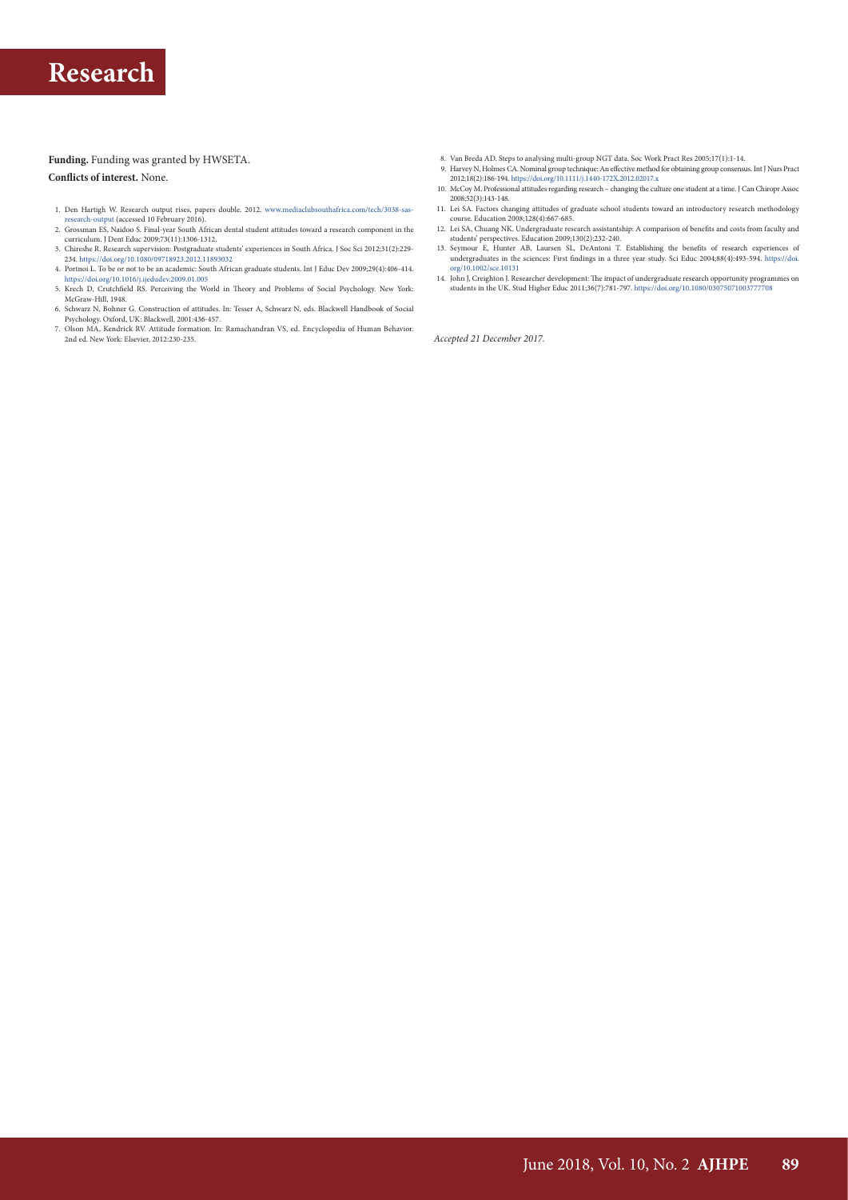**Funding.** Funding was granted by HWSETA.

**Conflicts of interest.** None.

1. Den Hartigh W. Research output rises, papers double. 2012. www.mediaclubsouthafrica.com/tech/3038-sas-research-output (accessed 10 February 2016).
2. Grossman ES, Naidoo S. Final-year South African dental student attitudes toward a research component in the curriculum. J Dent Educ 2009;73(11):1306-1312.
3. Chireshe R. Research supervision: Postgraduate students' experiences in South Africa. J Soc Sci 2012;31(2):229-234. https://doi.org/10.1080/09718923.2012.11893032
4. Portnoi L. To be or not to be an academic: South African graduate students. Int J Educ Dev 2009;29(4):406-414. https://doi.org/10.1016/j.ijedudev.2009.01.005
5. Krech D, Crutchfield RS. Perceiving the World in Theory and Problems of Social Psychology. New York: McGraw-Hill, 1948.
6. Schwarz N, Bohner G. Construction of attitudes. In: Tesser A, Schwarz N, eds. Blackwell Handbook of Social Psychology. Oxford, UK: Blackwell, 2001:436-457.
7. Olson MA, Kendrick RV. Attitude formation. In: Ramachandran VS, ed. Encyclopedia of Human Behavior. 2nd ed. New York: Elsevier, 2012:230-235.
8. Van Breda AD. Steps to analysing multi-group NGT data. Soc Work Pract Res 2005;17(1):1-14.
9. Harvey N, Holmes CA. Nominal group technique: An effective method for obtaining group consensus. Int J Nurs Pract 2012;18(2):186-194. https://doi.org/10.1111/j.1440-172X.2012.02017.x
10. McCoy M. Professional attitudes regarding research – changing the culture one student at a time. J Can Chiropr Assoc 2008;52(3):143-148.
11. Lei SA. Factors changing attitudes of graduate school students toward an introductory research methodology course. Education 2008;128(4):667-685.
12. Lei SA, Chuang NK. Undergraduate research assistantship: A comparison of benefits and costs from faculty and students' perspectives. Education 2009;130(2):232-240.
13. Seymour E, Hunter AB, Laursen SL, DeAntoni T. Establishing the benefits of research experiences of undergraduates in the sciences: First findings in a three year study. Sci Educ 2004;88(4):493-594. https://doi.org/10.1002/sce.10131
14. John J, Creighton J. Researcher development: The impact of undergraduate research opportunity programmes on students in the UK. Stud Higher Educ 2011;36(7):781-797. https://doi.org/10.1080/03075071003777708

*Accepted 21 December 2017.*